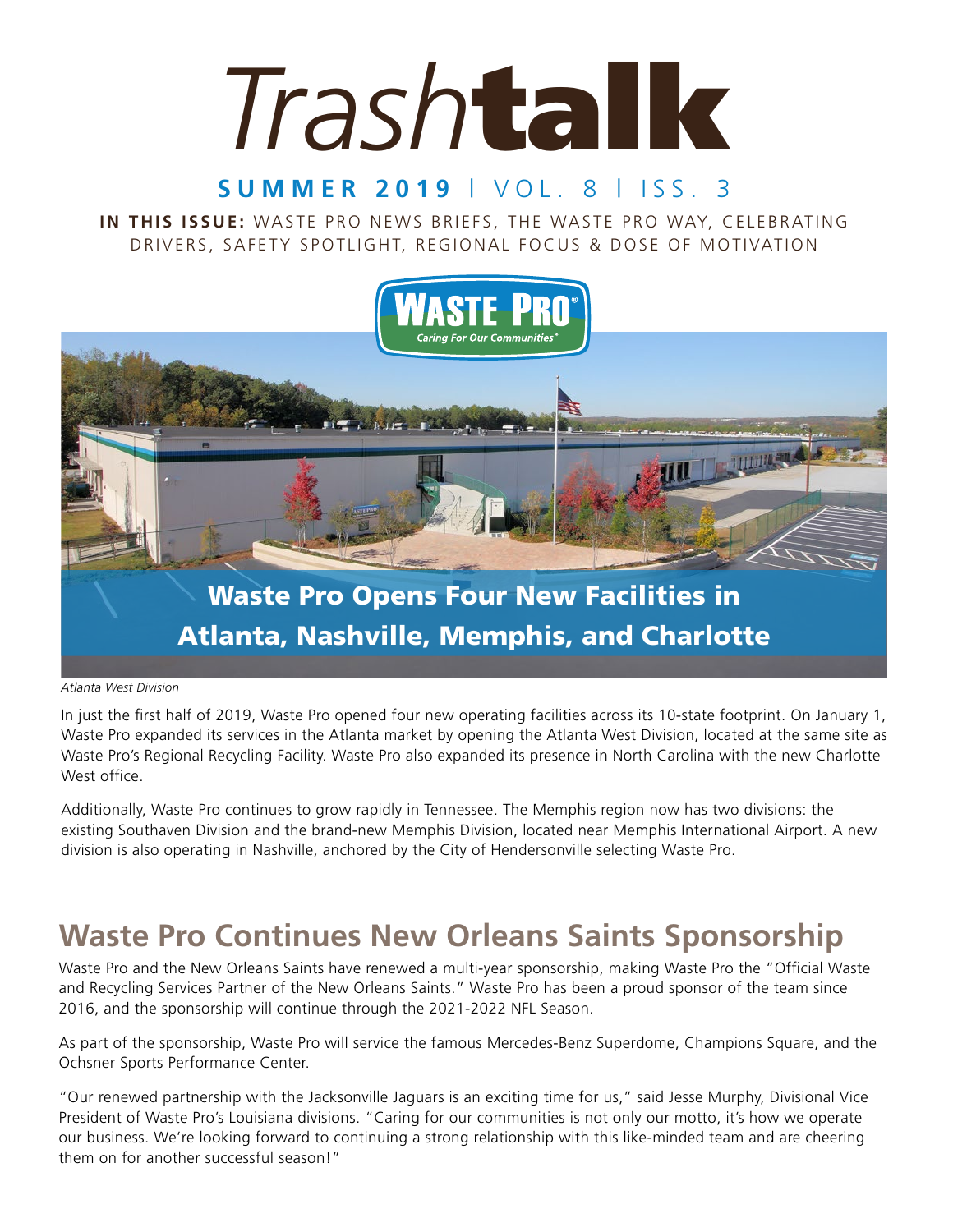# Trashtalk

**SUMMER 2019** | VOL. 8 | ISS. 3

**IN THIS ISSUE:** WASTE PRO NEWS BRIEFS, THE WASTE PRO WAY, CELEBRATING DRIVERS, SAFETY SPOTLIGHT, REGIONAL FOCUS & DOSE OF MOTIVATION

## Waste Pro Opens Four New Facilities in Atlanta, Nashville, Memphis, and Charlotte

*Atlanta West Division*

In just the first half of 2019, Waste Pro opened four new operating facilities across its 10-state footprint. On January 1, Waste Pro expanded its services in the Atlanta market by opening the Atlanta West Division, located at the same site as Waste Pro's Regional Recycling Facility. Waste Pro also expanded its presence in North Carolina with the new Charlotte West office.

Additionally, Waste Pro continues to grow rapidly in Tennessee. The Memphis region now has two divisions: the existing Southaven Division and the brand-new Memphis Division, located near Memphis International Airport. A new division is also operating in Nashville, anchored by the City of Hendersonville selecting Waste Pro.

## Waste Pro Continues New Orleans Saints Sponsorship

Waste Pro and the New Orleans Saints have renewed a multi-year sponsorship, making Waste Pro the "Official Waste and Recycling Services Partner of the New Orleans Saints." Waste Pro has been a proud sponsor of the team since 2016, and the sponsorship will continue through the 2021-2022 NFL Season.

As part of the sponsorship, Waste Pro will service the famous Mercedes-Benz Superdome, Champions Square, and the Ochsner Sports Performance Center.

"Our renewed partnership with the Jacksonville Jaguars is an exciting time for us," said Jesse Murphy, Divisional Vice President of Waste Pro's Louisiana divisions. "Caring for our communities is not only our motto, it's how we operate our business. We're looking forward to continuing a strong relationship with this like-minded team and are cheering them on for another successful season!"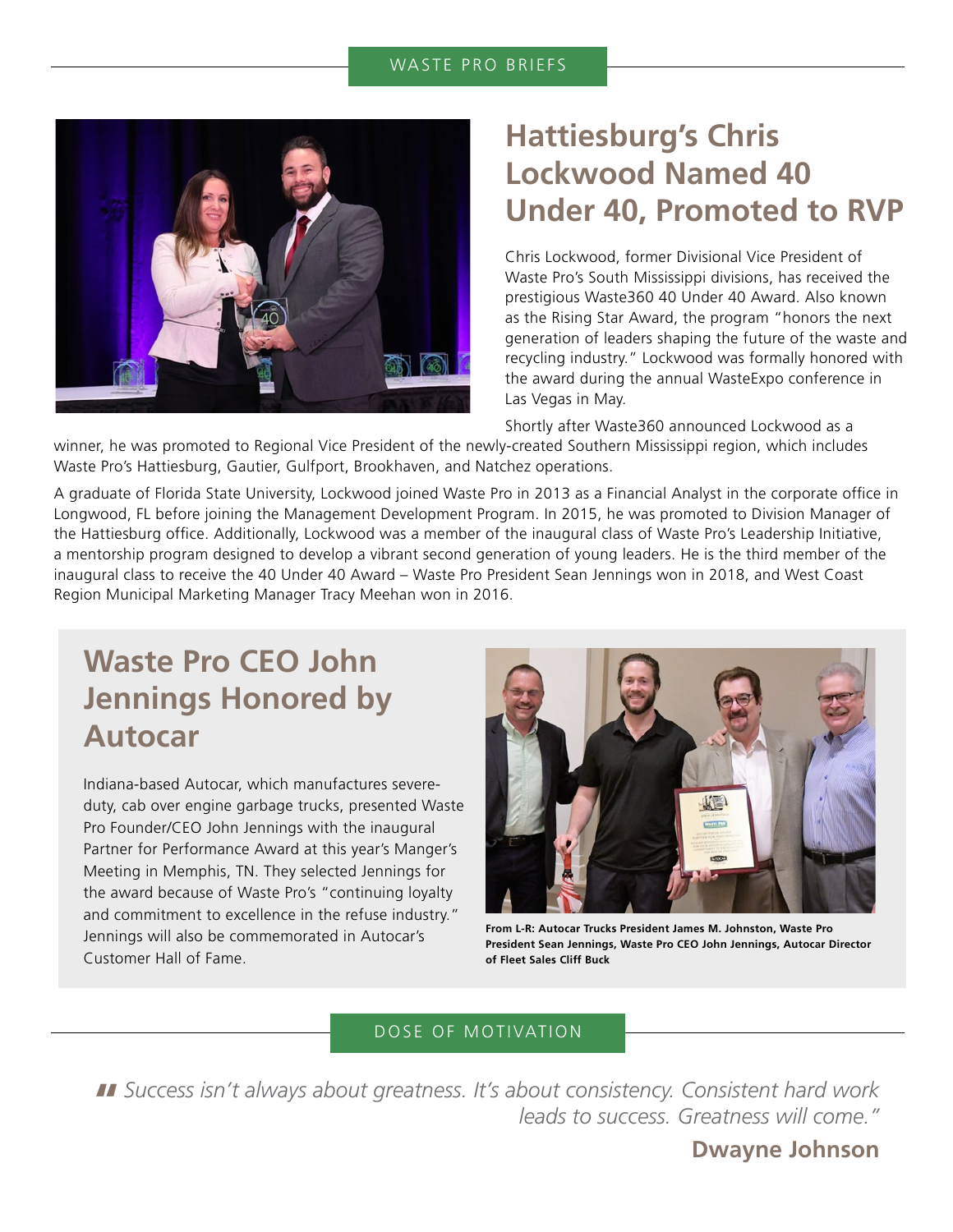WASTE PRO BRIEFS

## Hattiesburg's Chris Lockwood Named 40 Under 40, Promoted to RVP

Chris Lockwood, former Divisional Vice President of Waste Pro's South Mississippi divisions, has received the prestigious Waste360 40 Under 40 Award. Also known as the Rising Star Award, the program "honors the next generation of leaders shaping the future of the waste and recycling industry." Lockwood was formally honored with the award during the annual WasteExpo conference in Las Vegas in May.

Shortly after Waste360 announced Lockwood as a winner, he was promoted to Regional Vice President of the newly-created Southern Mississippi region, which includes Waste Pro's Hattiesburg, Gautier, Gulfport, Brookhaven, and Natchez operations.

A graduate of Florida State University, Lockwood joined Waste Pro in 2013 as a Financial Analyst in the corporate office in Longwood, FL before joining the Management Development Program. In 2015, he was promoted to Division Manager of the Hattiesburg office. Additionally, Lockwood was a member of the inaugural class of Waste Pro's Leadership Initiative, a mentorship program designed to develop a vibrant second generation of young leaders. He is the third member of the inaugural class to receive the 40 Under 40 Award – Waste Pro President Sean Jennings won in 2018, and West Coast Region Municipal Marketing Manager Tracy Meehan won in 2016.

## Waste Pro CEO John Jennings Honored by Autocar

Indiana-based Autocar, which manufactures severe-duty, cab over engine garbage trucks, presented Waste Pro Founder/CEO John Jennings with the inaugural Partner for Performance Award at this year's Manger's Meeting in Memphis, TN. They selected Jennings for the award because of Waste Pro's "continuing loyalty and commitment to excellence in the refuse industry." Jennings will also be commemorated in Autocar's Customer Hall of Fame.

**From L-R: Autocar Trucks President James M. Johnston, Waste Pro President Sean Jennings, Waste Pro CEO John Jennings, Autocar Director of Fleet Sales Cliff Buck**

DOSE OF MOTIVATION

*"Success isn't always about greatness. It's about consistency. Consistent hard work leads to success. Greatness will come."*

**Dwayne Johnson**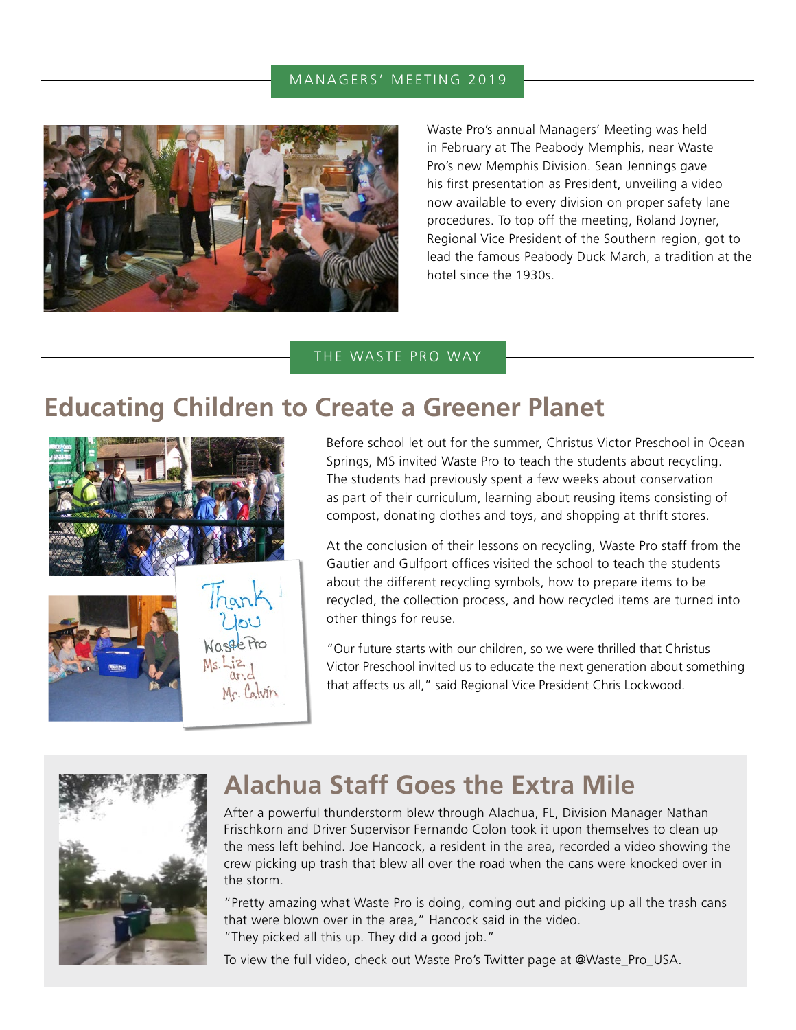## MANAGERS' MEETING 2019

Waste Pro's annual Managers' Meeting was held in February at The Peabody Memphis, near Waste Pro's new Memphis Division. Sean Jennings gave his first presentation as President, unveiling a video now available to every division on proper safety lane procedures. To top off the meeting, Roland Joyner, Regional Vice President of the Southern region, got to lead the famous Peabody Duck March, a tradition at the hotel since the 1930s.

## THE WASTE PRO WAY

# Educating Children to Create a Greener Planet

Before school let out for the summer, Christus Victor Preschool in Ocean Springs, MS invited Waste Pro to teach the students about recycling. The students had previously spent a few weeks about conservation as part of their curriculum, learning about reusing items consisting of compost, donating clothes and toys, and shopping at thrift stores.

At the conclusion of their lessons on recycling, Waste Pro staff from the Gautier and Gulfport offices visited the school to teach the students about the different recycling symbols, how to prepare items to be recycled, the collection process, and how recycled items are turned into other things for reuse.

"Our future starts with our children, so we were thrilled that Christus Victor Preschool invited us to educate the next generation about something that affects us all," said Regional Vice President Chris Lockwood.

# Alachua Staff Goes the Extra Mile

After a powerful thunderstorm blew through Alachua, FL, Division Manager Nathan Frischkorn and Driver Supervisor Fernando Colon took it upon themselves to clean up the mess left behind. Joe Hancock, a resident in the area, recorded a video showing the crew picking up trash that blew all over the road when the cans were knocked over in the storm.

"Pretty amazing what Waste Pro is doing, coming out and picking up all the trash cans that were blown over in the area," Hancock said in the video.
"They picked all this up. They did a good job."

To view the full video, check out Waste Pro's Twitter page at @Waste_Pro_USA.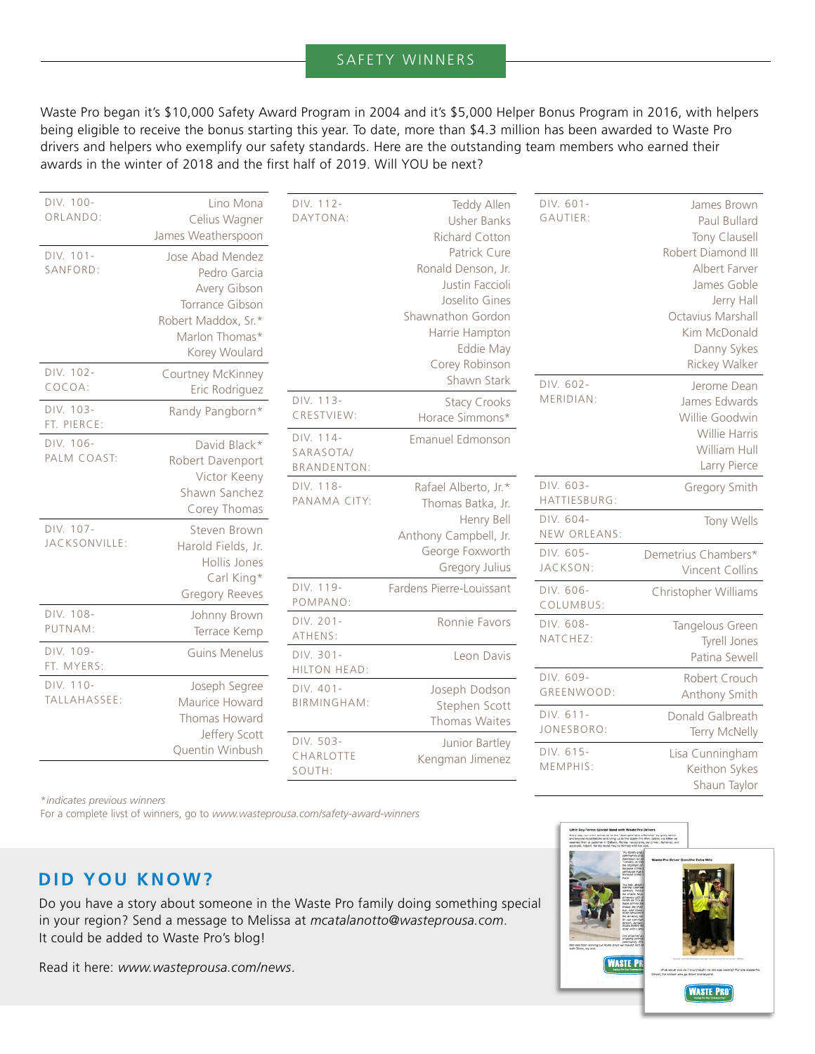## SAFETY WINNERS

Waste Pro began it's $10,000 Safety Award Program in 2004 and it's $5,000 Helper Bonus Program in 2016, with helpers being eligible to receive the bonus starting this year. To date, more than $4.3 million has been awarded to Waste Pro drivers and helpers who exemplify our safety standards. Here are the outstanding team members who earned their awards in the winter of 2018 and the first half of 2019. Will YOU be next?

| Division | Winners |
|---|---|
| DIV. 100- ORLANDO: | Lino Mona, Celius Wagner, James Weatherspoon |
| DIV. 101- SANFORD: | Jose Abad Mendez, Pedro Garcia, Avery Gibson, Torrance Gibson, Robert Maddox, Sr.*, Marlon Thomas*, Korey Woulard |
| DIV. 102- COCOA: | Courtney McKinney, Eric Rodriguez |
| DIV. 103- FT. PIERCE: | Randy Pangborn* |
| DIV. 106- PALM COAST: | David Black*, Robert Davenport, Victor Keeny, Shawn Sanchez, Corey Thomas |
| DIV. 107- JACKSONVILLE: | Steven Brown, Harold Fields, Jr., Hollis Jones, Carl King*, Gregory Reeves |
| DIV. 108- PUTNAM: | Johnny Brown, Terrace Kemp |
| DIV. 109- FT. MYERS: | Guins Menelus |
| DIV. 110- TALLAHASSEE: | Joseph Segree, Maurice Howard, Thomas Howard, Jeffery Scott, Quentin Winbush |
| DIV. 112- DAYTONA: | Teddy Allen, Usher Banks, Richard Cotton, Patrick Cure, Ronald Denson, Jr., Justin Faccioli, Joselito Gines, Shawnathon Gordon, Harrie Hampton, Eddie May, Corey Robinson, Shawn Stark |
| DIV. 113- CRESTVIEW: | Stacy Crooks, Horace Simmons* |
| DIV. 114- SARASOTA/ BRANDENTON: | Emanuel Edmonson |
| DIV. 118- PANAMA CITY: | Rafael Alberto, Jr.*, Thomas Batka, Jr., Henry Bell, Anthony Campbell, Jr., George Foxworth, Gregory Julius |
| DIV. 119- POMPANO: | Fardens Pierre-Louissant |
| DIV. 201- ATHENS: | Ronnie Favors |
| DIV. 301- HILTON HEAD: | Leon Davis |
| DIV. 401- BIRMINGHAM: | Joseph Dodson, Stephen Scott, Thomas Waites |
| DIV. 503- CHARLOTTE SOUTH: | Junior Bartley, Kengman Jimenez |
| DIV. 601- GAUTIER: | James Brown, Paul Bullard, Tony Clausell, Robert Diamond III, Albert Farver, James Goble, Jerry Hall, Octavius Marshall, Kim McDonald, Danny Sykes, Rickey Walker |
| DIV. 602- MERIDIAN: | Jerome Dean, James Edwards, Willie Goodwin, Willie Harris, William Hull, Larry Pierce |
| DIV. 603- HATTIESBURG: | Gregory Smith |
| DIV. 604- NEW ORLEANS: | Tony Wells |
| DIV. 605- JACKSON: | Demetrius Chambers*, Vincent Collins |
| DIV. 606- COLUMBUS: | Christopher Williams |
| DIV. 608- NATCHEZ: | Tangelous Green, Tyrell Jones, Patina Sewell |
| DIV. 609- GREENWOOD: | Robert Crouch, Anthony Smith |
| DIV. 611- JONESBORO: | Donald Galbreath, Terry McNelly |
| DIV. 615- MEMPHIS: | Lisa Cunningham, Keithon Sykes, Shaun Taylor |

**\*indicates previous winners**

For a complete livst of winners, go to *www.wasteprousa.com/safety-award-winners*

## DID YOU KNOW?

Do you have a story about someone in the Waste Pro family doing something special in your region? Send a message to Melissa at *mcatalanotto@wasteprousa.com*. It could be added to Waste Pro's blog!

Read it here: *www.wasteprousa.com/news*.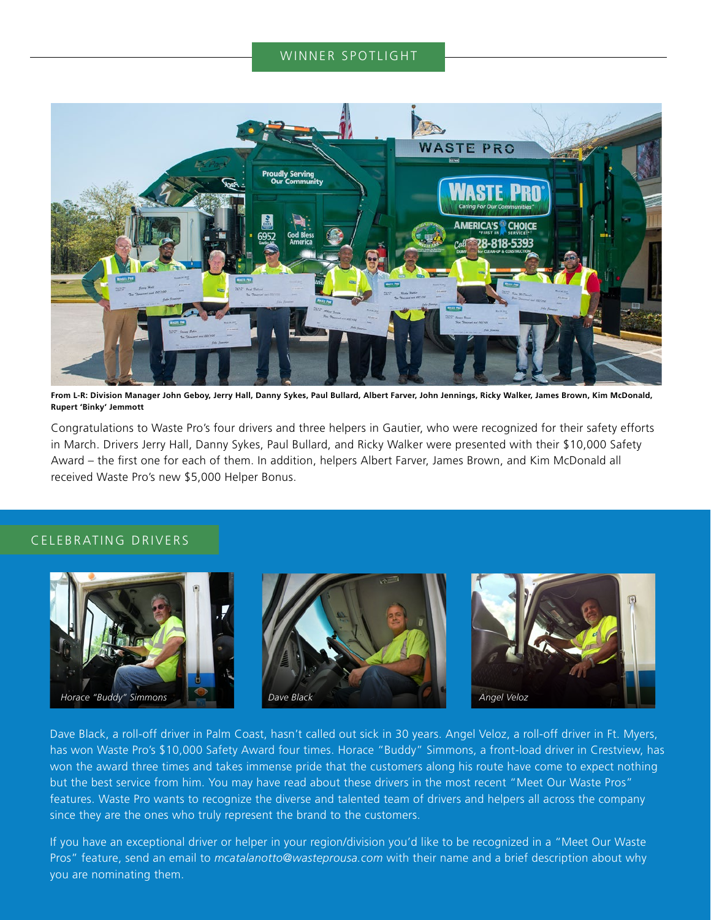## WINNER SPOTLIGHT

**From L-R: Division Manager John Geboy, Jerry Hall, Danny Sykes, Paul Bullard, Albert Farver, John Jennings, Ricky Walker, James Brown, Kim McDonald, Rupert 'Binky' Jemmott**

Congratulations to Waste Pro's four drivers and three helpers in Gautier, who were recognized for their safety efforts in March. Drivers Jerry Hall, Danny Sykes, Paul Bullard, and Ricky Walker were presented with their $10,000 Safety Award – the first one for each of them. In addition, helpers Albert Farver, James Brown, and Kim McDonald all received Waste Pro's new $5,000 Helper Bonus.

## CELEBRATING DRIVERS

*Horace "Buddy" Simmons*

*Dave Black*

*Angel Veloz*

Dave Black, a roll-off driver in Palm Coast, hasn't called out sick in 30 years. Angel Veloz, a roll-off driver in Ft. Myers, has won Waste Pro's $10,000 Safety Award four times. Horace "Buddy" Simmons, a front-load driver in Crestview, has won the award three times and takes immense pride that the customers along his route have come to expect nothing but the best service from him. You may have read about these drivers in the most recent "Meet Our Waste Pros" features. Waste Pro wants to recognize the diverse and talented team of drivers and helpers all across the company since they are the ones who truly represent the brand to the customers.

If you have an exceptional driver or helper in your region/division you'd like to be recognized in a "Meet Our Waste Pros" feature, send an email to *mcatalanotto@wasteprousa.com* with their name and a brief description about why you are nominating them.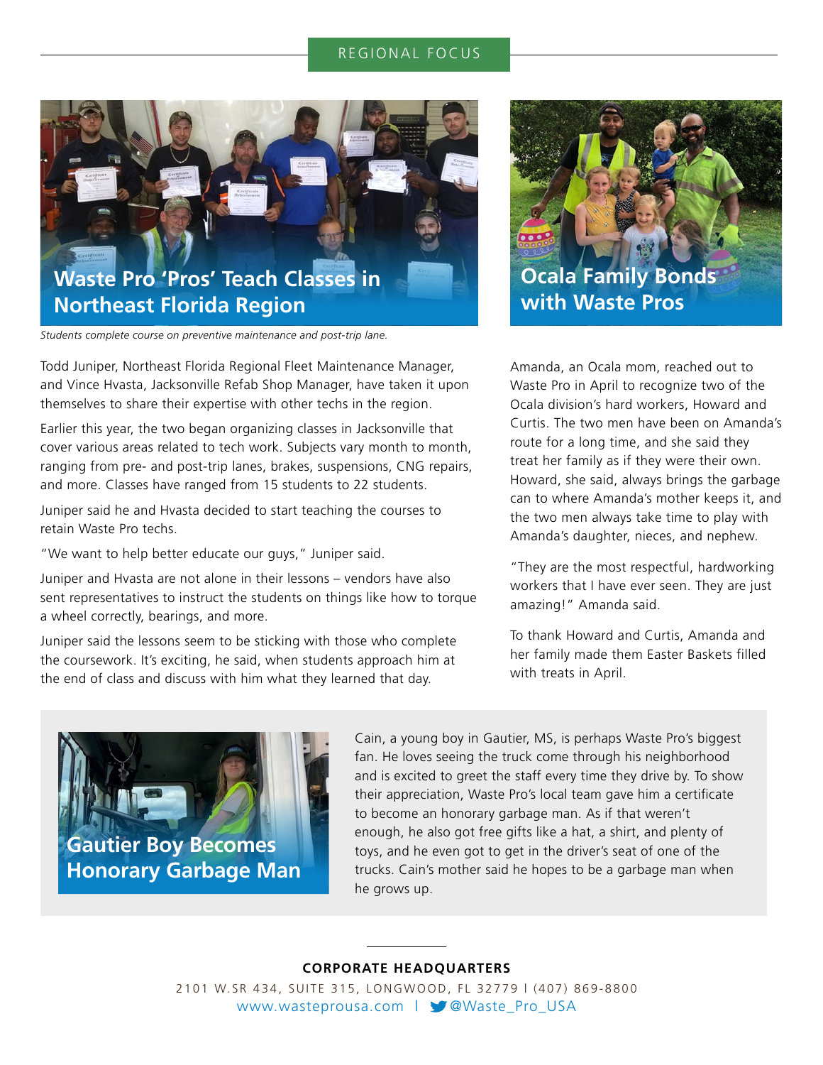REGIONAL FOCUS

## Waste Pro 'Pros' Teach Classes in Northeast Florida Region

*Students complete course on preventive maintenance and post-trip lane.*

Todd Juniper, Northeast Florida Regional Fleet Maintenance Manager, and Vince Hvasta, Jacksonville Refab Shop Manager, have taken it upon themselves to share their expertise with other techs in the region.

Earlier this year, the two began organizing classes in Jacksonville that cover various areas related to tech work. Subjects vary month to month, ranging from pre- and post-trip lanes, brakes, suspensions, CNG repairs, and more. Classes have ranged from 15 students to 22 students.

Juniper said he and Hvasta decided to start teaching the courses to retain Waste Pro techs.

"We want to help better educate our guys," Juniper said.

Juniper and Hvasta are not alone in their lessons – vendors have also sent representatives to instruct the students on things like how to torque a wheel correctly, bearings, and more.

Juniper said the lessons seem to be sticking with those who complete the coursework. It's exciting, he said, when students approach him at the end of class and discuss with him what they learned that day.

## Ocala Family Bonds with Waste Pros

Amanda, an Ocala mom, reached out to Waste Pro in April to recognize two of the Ocala division's hard workers, Howard and Curtis. The two men have been on Amanda's route for a long time, and she said they treat her family as if they were their own. Howard, she said, always brings the garbage can to where Amanda's mother keeps it, and the two men always take time to play with Amanda's daughter, nieces, and nephew.

"They are the most respectful, hardworking workers that I have ever seen. They are just amazing!" Amanda said.

To thank Howard and Curtis, Amanda and her family made them Easter Baskets filled with treats in April.

## Gautier Boy Becomes Honorary Garbage Man

Cain, a young boy in Gautier, MS, is perhaps Waste Pro's biggest fan. He loves seeing the truck come through his neighborhood and is excited to greet the staff every time they drive by. To show their appreciation, Waste Pro's local team gave him a certificate to become an honorary garbage man. As if that weren't enough, he also got free gifts like a hat, a shirt, and plenty of toys, and he even got to get in the driver's seat of one of the trucks. Cain's mother said he hopes to be a garbage man when he grows up.

**CORPORATE HEADQUARTERS**

2101 W.SR 434, SUITE 315, LONGWOOD, FL 32779 | (407) 869-8800

www.wasteprousa.com | @Waste_Pro_USA